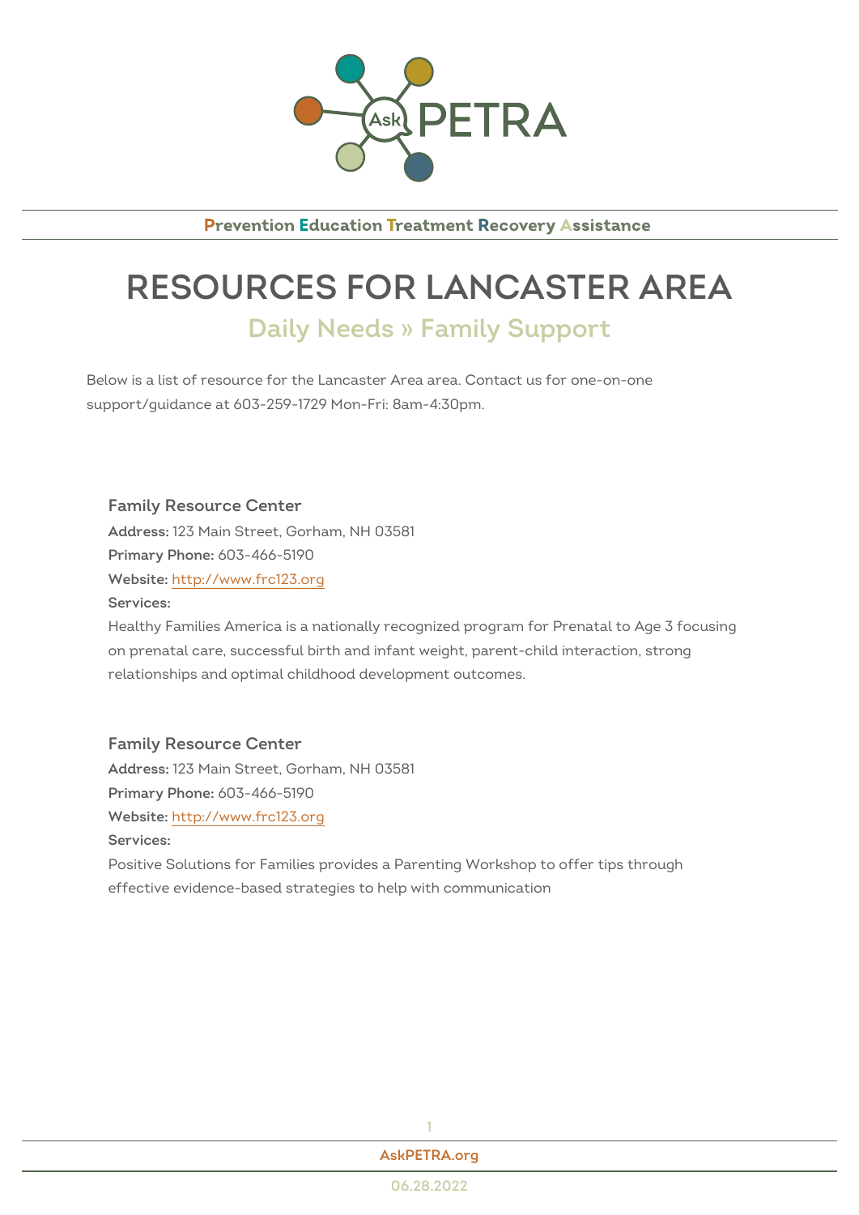Ask PETRA

**P**revention **E**ducation **T**reatment **R**ecovery **A**ssistance

# RESOURCES FOR LANCASTER AREA

## Daily Needs » Family Support

Below is a list of resource for the Lancaster Area area. Contact us for one-on-one support/guidance at 603-259-1729 Mon-Fri: 8am-4:30pm.

### Family Resource Center

**Address:** 123 Main Street, Gorham, NH 03581
**Primary Phone:** 603-466-5190
**Website:** [http://www.frc123.org](http://www.frc123.org)
**Services:**
Healthy Families America is a nationally recognized program for Prenatal to Age 3 focusing on prenatal care, successful birth and infant weight, parent-child interaction, strong relationships and optimal childhood development outcomes.

### Family Resource Center

**Address:** 123 Main Street, Gorham, NH 03581
**Primary Phone:** 603-466-5190
**Website:** [http://www.frc123.org](http://www.frc123.org)
**Services:**
Positive Solutions for Families provides a Parenting Workshop to offer tips through effective evidence-based strategies to help with communication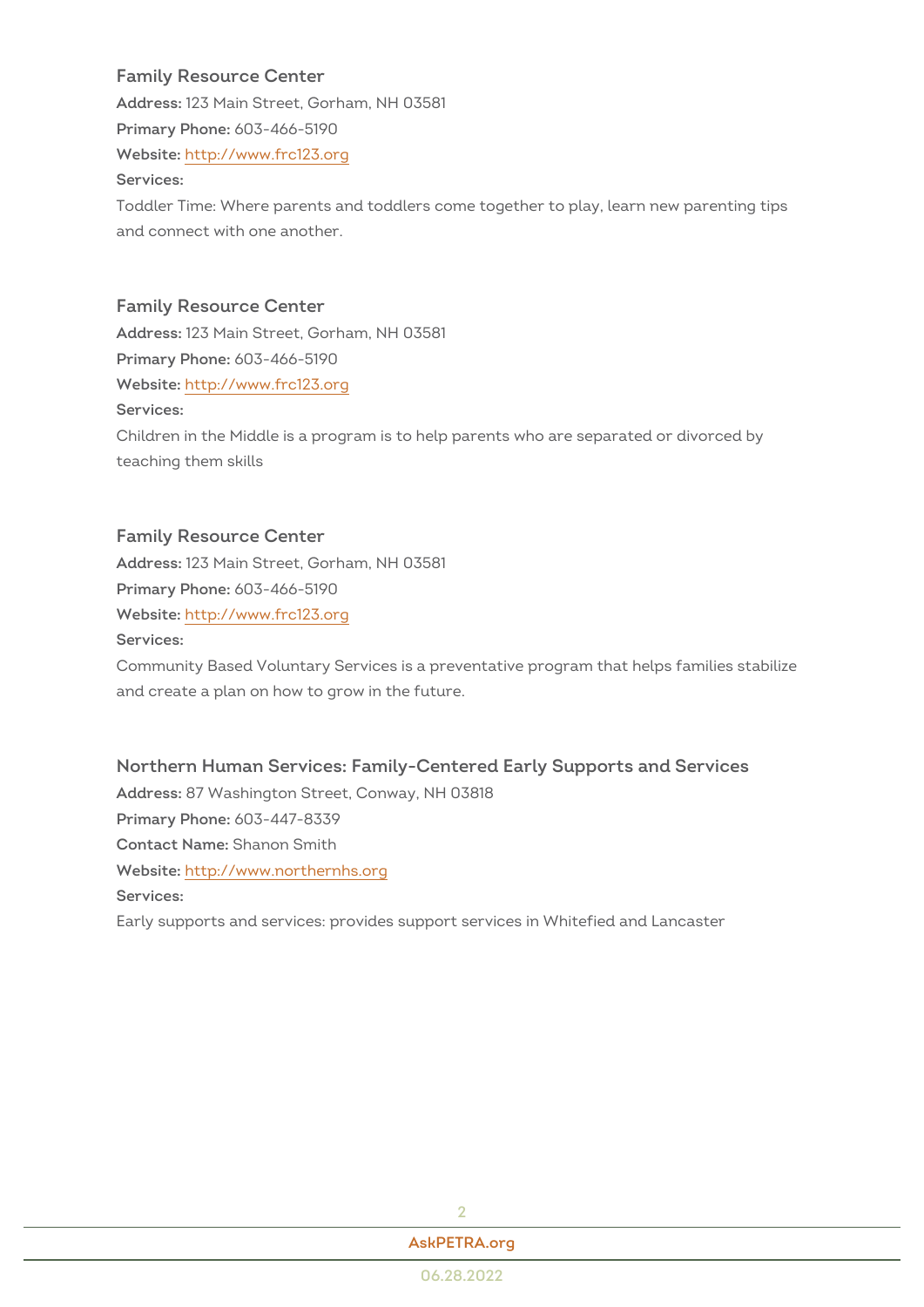## Family Resource Center

**Address:** 123 Main Street, Gorham, NH 03581

**Primary Phone:** 603-466-5190

**Website:** http://www.frc123.org

**Services:**

Toddler Time: Where parents and toddlers come together to play, learn new parenting tips and connect with one another.

## Family Resource Center

**Address:** 123 Main Street, Gorham, NH 03581

**Primary Phone:** 603-466-5190

**Website:** http://www.frc123.org

**Services:**

Children in the Middle is a program is to help parents who are separated or divorced by teaching them skills

## Family Resource Center

**Address:** 123 Main Street, Gorham, NH 03581

**Primary Phone:** 603-466-5190

**Website:** http://www.frc123.org

**Services:**

Community Based Voluntary Services is a preventative program that helps families stabilize and create a plan on how to grow in the future.

## Northern Human Services: Family-Centered Early Supports and Services

**Address:** 87 Washington Street, Conway, NH 03818

**Primary Phone:** 603-447-8339

**Contact Name:** Shanon Smith

**Website:** http://www.northernhs.org

**Services:**

Early supports and services: provides support services in Whitefied and Lancaster